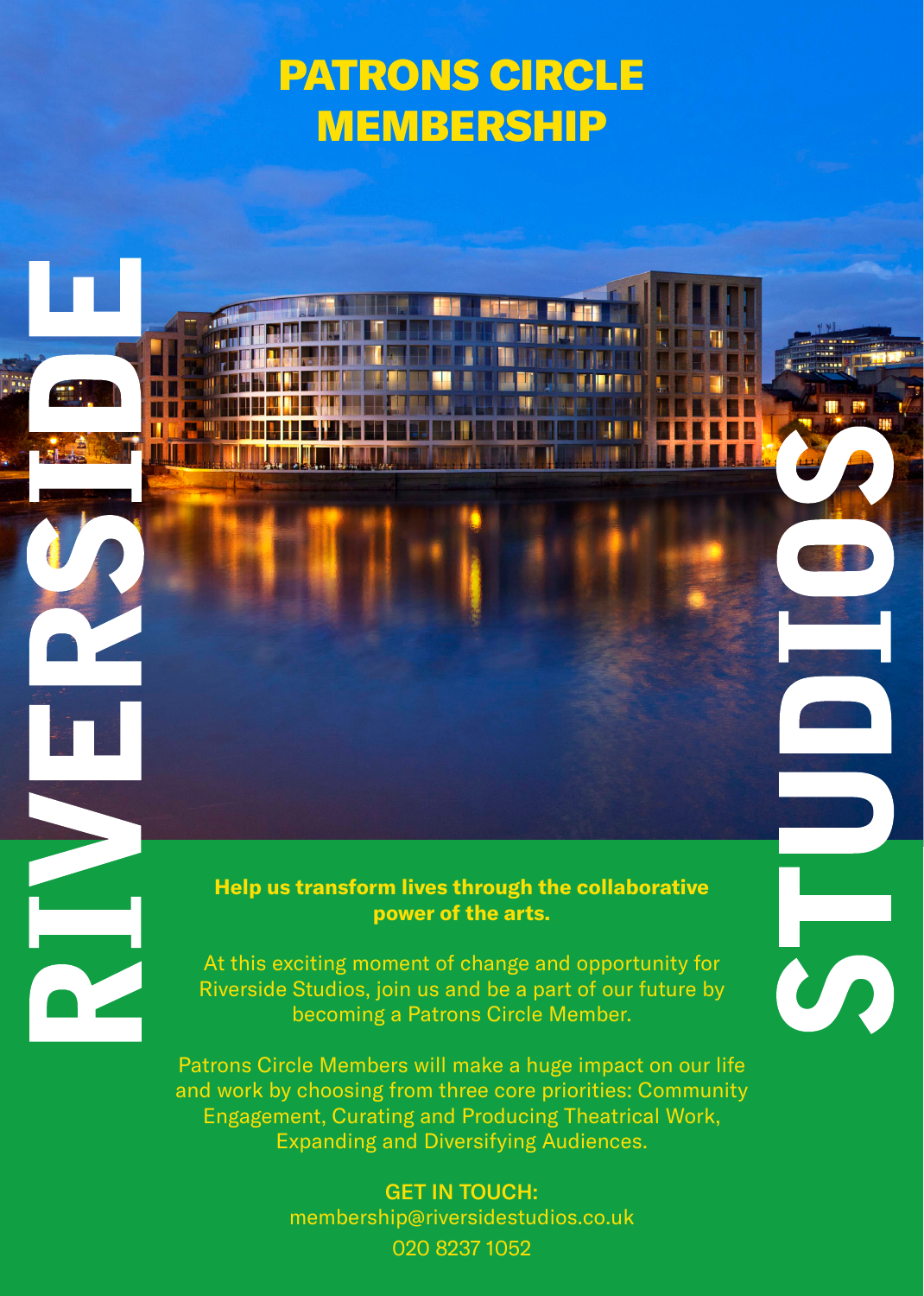# PATRONS CIRCLE MEMBERSHIP

RIVERSIDE STUDIOS

**Help us transform lives through the collaborative power of the arts.**

At this exciting moment of change and opportunity for Riverside Studios, join us and be a part of our future by becoming a Patrons Circle Member.

Patrons Circle Members will make a huge impact on our life and work by choosing from three core priorities: Community Engagement, Curating and Producing Theatrical Work, Expanding and Diversifying Audiences.

GET IN TOUCH:
membership@riversidestudios.co.uk
020 8237 1052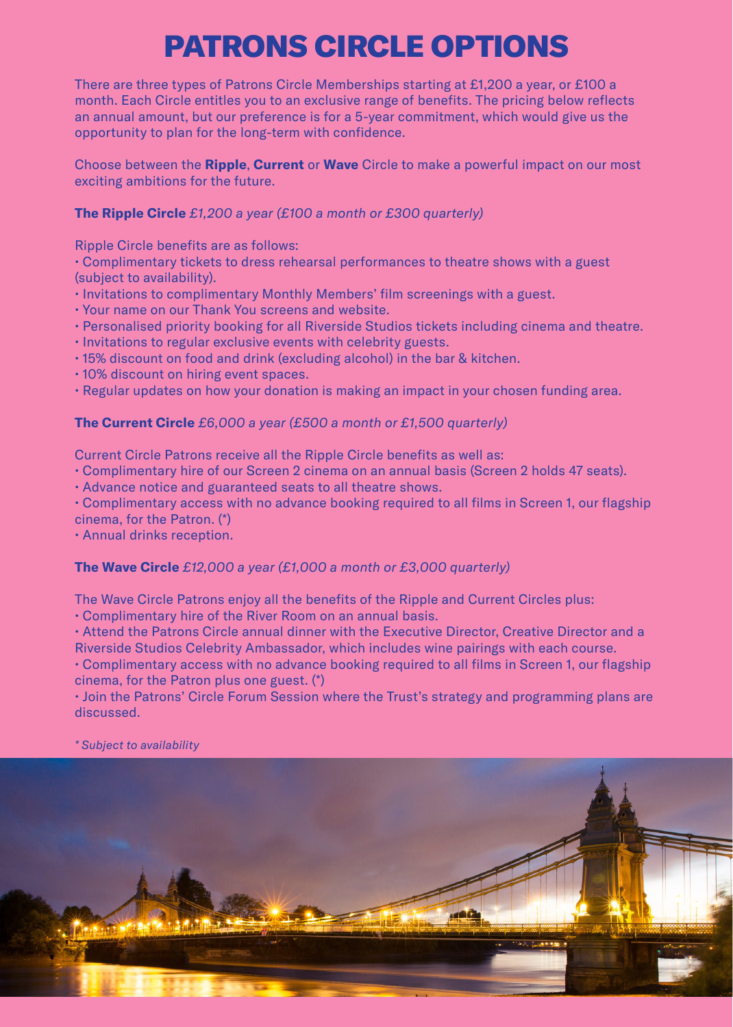# PATRONS CIRCLE OPTIONS

There are three types of Patrons Circle Memberships starting at £1,200 a year, or £100 a month. Each Circle entitles you to an exclusive range of benefits. The pricing below reflects an annual amount, but our preference is for a 5-year commitment, which would give us the opportunity to plan for the long-term with confidence.

Choose between the **Ripple**, **Current** or **Wave** Circle to make a powerful impact on our most exciting ambitions for the future.

**The Ripple Circle** *£1,200 a year (£100 a month or £300 quarterly)*

Ripple Circle benefits are as follows:

- Complimentary tickets to dress rehearsal performances to theatre shows with a guest (subject to availability).
- Invitations to complimentary Monthly Members' film screenings with a guest.
- Your name on our Thank You screens and website.
- Personalised priority booking for all Riverside Studios tickets including cinema and theatre.
- Invitations to regular exclusive events with celebrity guests.
- 15% discount on food and drink (excluding alcohol) in the bar & kitchen.
- 10% discount on hiring event spaces.
- Regular updates on how your donation is making an impact in your chosen funding area.

**The Current Circle** *£6,000 a year (£500 a month or £1,500 quarterly)*

Current Circle Patrons receive all the Ripple Circle benefits as well as:

- Complimentary hire of our Screen 2 cinema on an annual basis (Screen 2 holds 47 seats).
- Advance notice and guaranteed seats to all theatre shows.
- Complimentary access with no advance booking required to all films in Screen 1, our flagship cinema, for the Patron. (*)
- Annual drinks reception.

**The Wave Circle** *£12,000 a year (£1,000 a month or £3,000 quarterly)*

The Wave Circle Patrons enjoy all the benefits of the Ripple and Current Circles plus:

- Complimentary hire of the River Room on an annual basis.
- Attend the Patrons Circle annual dinner with the Executive Director, Creative Director and a Riverside Studios Celebrity Ambassador, which includes wine pairings with each course.
- Complimentary access with no advance booking required to all films in Screen 1, our flagship cinema, for the Patron plus one guest. (*)
- Join the Patrons' Circle Forum Session where the Trust's strategy and programming plans are discussed.

*\* Subject to availability*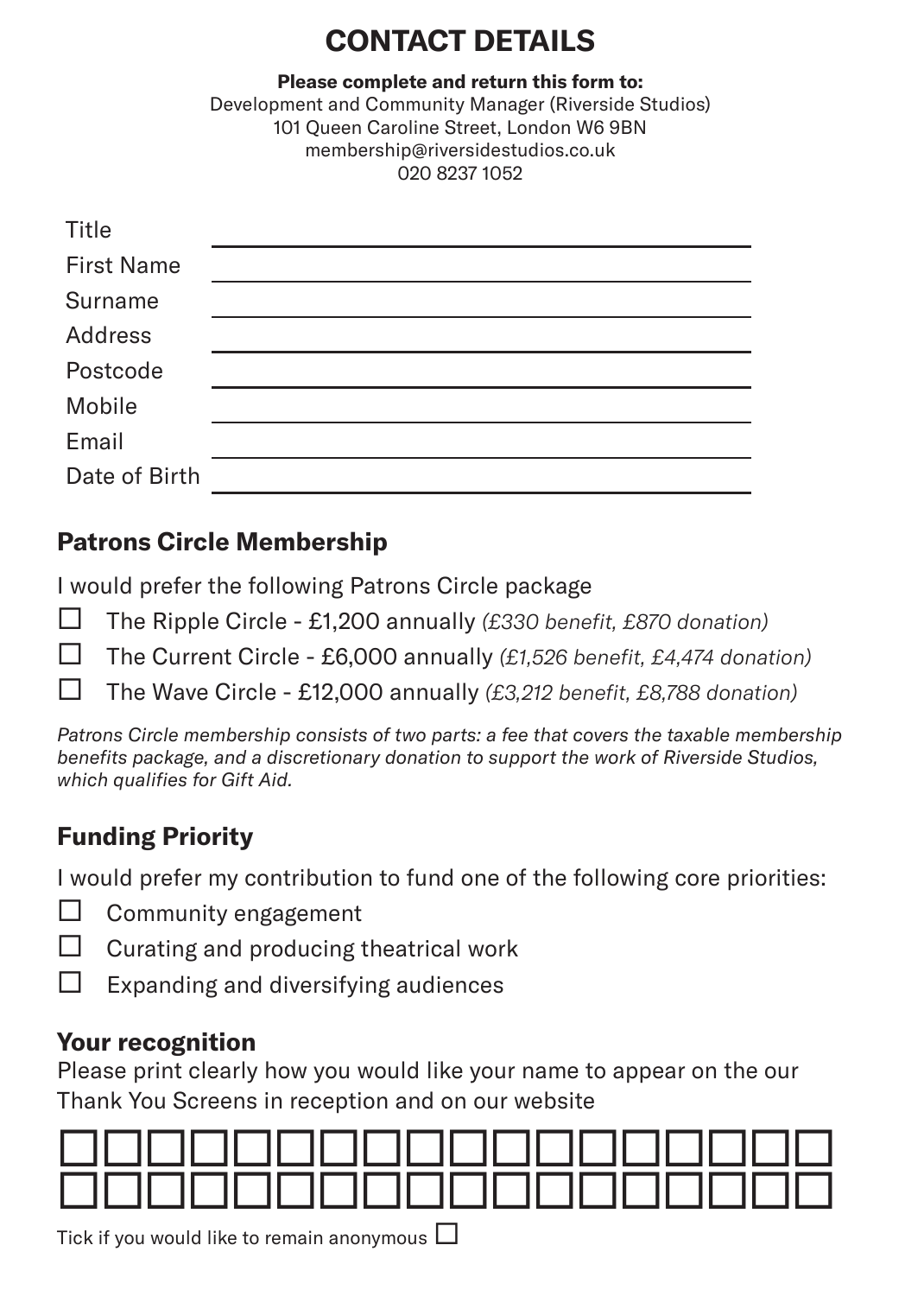# CONTACT DETAILS

**Please complete and return this form to:**
Development and Community Manager (Riverside Studios)
101 Queen Caroline Street, London W6 9BN
membership@riversidestudios.co.uk
020 8237 1052

Title ______________________________

First Name ______________________________

Surname ______________________________

Address ______________________________

Postcode ______________________________

Mobile ______________________________

Email ______________________________

Date of Birth ______________________________

## Patrons Circle Membership

I would prefer the following Patrons Circle package

- ☐ The Ripple Circle - £1,200 annually *(£330 benefit, £870 donation)*
- ☐ The Current Circle - £6,000 annually *(£1,526 benefit, £4,474 donation)*
- ☐ The Wave Circle - £12,000 annually *(£3,212 benefit, £8,788 donation)*

*Patrons Circle membership consists of two parts: a fee that covers the taxable membership benefits package, and a discretionary donation to support the work of Riverside Studios, which qualifies for Gift Aid.*

## Funding Priority

I would prefer my contribution to fund one of the following core priorities:

- ☐ Community engagement
- ☐ Curating and producing theatrical work
- ☐ Expanding and diversifying audiences

## Your recognition

Please print clearly how you would like your name to appear on the our Thank You Screens in reception and on our website

☐☐☐☐☐☐☐☐☐☐☐☐☐☐☐☐☐☐
☐☐☐☐☐☐☐☐☐☐☐☐☐☐☐☐☐☐

Tick if you would like to remain anonymous ☐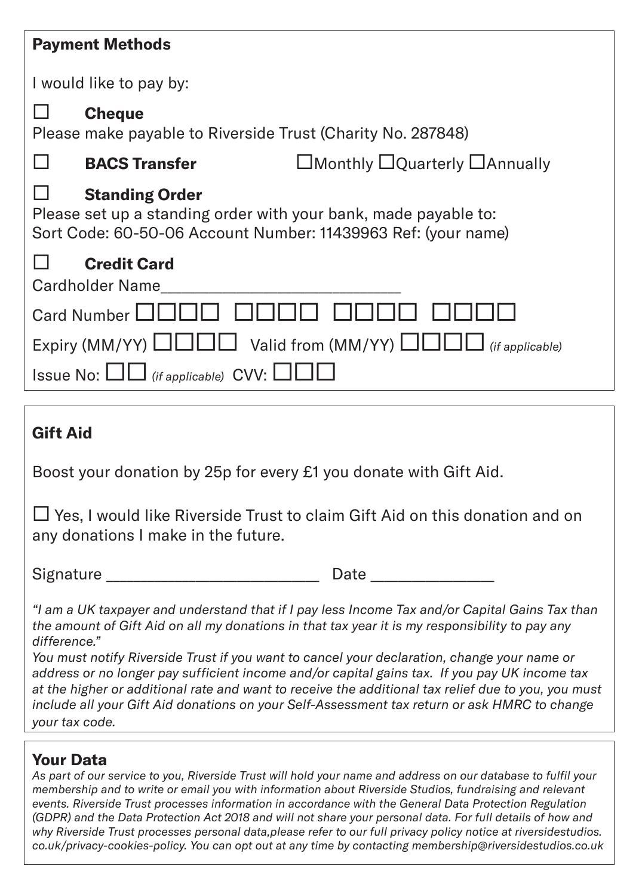## Payment Methods

I would like to pay by:

☐ **Cheque**
Please make payable to Riverside Trust (Charity No. 287848)

☐ **BACS Transfer** ☐Monthly ☐Quarterly ☐Annually

☐ **Standing Order**
Please set up a standing order with your bank, made payable to:
Sort Code: 60-50-06 Account Number: 11439963 Ref: (your name)

☐ **Credit Card**
Cardholder Name___________________________

Card Number ☐☐☐☐ ☐☐☐☐ ☐☐☐☐ ☐☐☐☐

Expiry (MM/YY) ☐☐☐☐ Valid from (MM/YY) ☐☐☐☐ *(if applicable)*

Issue No: ☐☐ *(if applicable)* CVV: ☐☐☐

## Gift Aid

Boost your donation by 25p for every £1 you donate with Gift Aid.

☐ Yes, I would like Riverside Trust to claim Gift Aid on this donation and on any donations I make in the future.

Signature ________________________ Date ______________

*"I am a UK taxpayer and understand that if I pay less Income Tax and/or Capital Gains Tax than the amount of Gift Aid on all my donations in that tax year it is my responsibility to pay any difference."*
*You must notify Riverside Trust if you want to cancel your declaration, change your name or address or no longer pay sufficient income and/or capital gains tax. If you pay UK income tax at the higher or additional rate and want to receive the additional tax relief due to you, you must include all your Gift Aid donations on your Self-Assessment tax return or ask HMRC to change your tax code.*

## Your Data

*As part of our service to you, Riverside Trust will hold your name and address on our database to fulfil your membership and to write or email you with information about Riverside Studios, fundraising and relevant events. Riverside Trust processes information in accordance with the General Data Protection Regulation (GDPR) and the Data Protection Act 2018 and will not share your personal data. For full details of how and why Riverside Trust processes personal data,please refer to our full privacy policy notice at riversidestudios.co.uk/privacy-cookies-policy. You can opt out at any time by contacting membership@riversidestudios.co.uk*